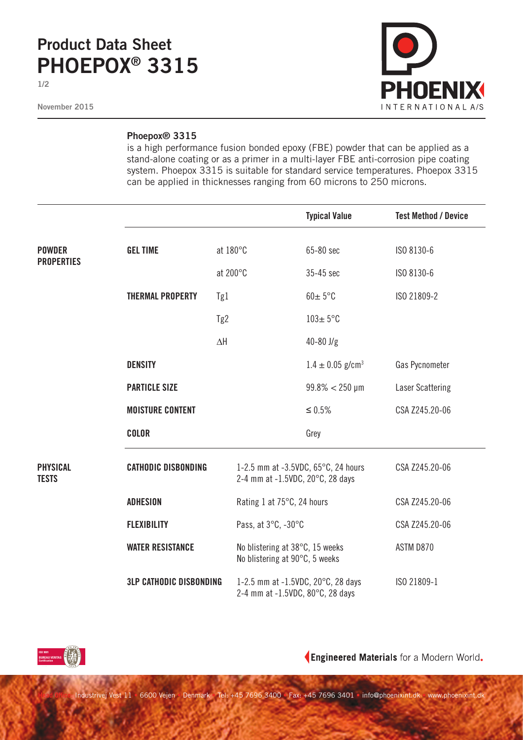# Product Data Sheet
# PHOEPOX® 3315

November 2015

PHOENIX INTERNATIONAL A/S

**Phoepox® 3315**
is a high performance fusion bonded epoxy (FBE) powder that can be applied as a stand-alone coating or as a primer in a multi-layer FBE anti-corrosion pipe coating system. Phoepox 3315 is suitable for standard service temperatures. Phoepox 3315 can be applied in thicknesses ranging from 60 microns to 250 microns.

| | | | Typical Value | Test Method / Device |
|---|---|---|---|---|
| **POWDER PROPERTIES** | **GEL TIME** | at 180°C | 65-80 sec | ISO 8130-6 |
| | | at 200°C | 35-45 sec | ISO 8130-6 |
| | **THERMAL PROPERTY** | Tg1 | 60± 5°C | ISO 21809-2 |
| | | Tg2 | 103± 5°C | |
| | | ∆H | 40-80 J/g | |
| | **DENSITY** | | $1.4 \pm 0.05$ g/cm³ | Gas Pycnometer |
| | **PARTICLE SIZE** | | 99.8% < 250 µm | Laser Scattering |
| | **MOISTURE CONTENT** | | ≤ 0.5% | CSA Z245.20-06 |
| | **COLOR** | | Grey | |
| **PHYSICAL TESTS** | **CATHODIC DISBONDING** | 1-2.5 mm at -3.5VDC, 65°C, 24 hours<br>2-4 mm at -1.5VDC, 20°C, 28 days | | CSA Z245.20-06 |
| | **ADHESION** | Rating 1 at 75°C, 24 hours | | CSA Z245.20-06 |
| | **FLEXIBILITY** | Pass, at 3°C, -30°C | | CSA Z245.20-06 |
| | **WATER RESISTANCE** | No blistering at 38°C, 15 weeks<br>No blistering at 90°C, 5 weeks | | ASTM D870 |
| | **3LP CATHODIC DISBONDING** | 1-2.5 mm at -1.5VDC, 20°C, 28 days<br>2-4 mm at -1.5VDC, 80°C, 28 days | | ISO 21809-1 |

**Engineered Materials** for a Modern World.

Head Office: Industrivej Vest 11 · 6600 Vejen · Denmark · Tel: +45 7696 3400 · Fax: +45 7696 3401 · info@phoenixint.dk · www.phoenixint.dk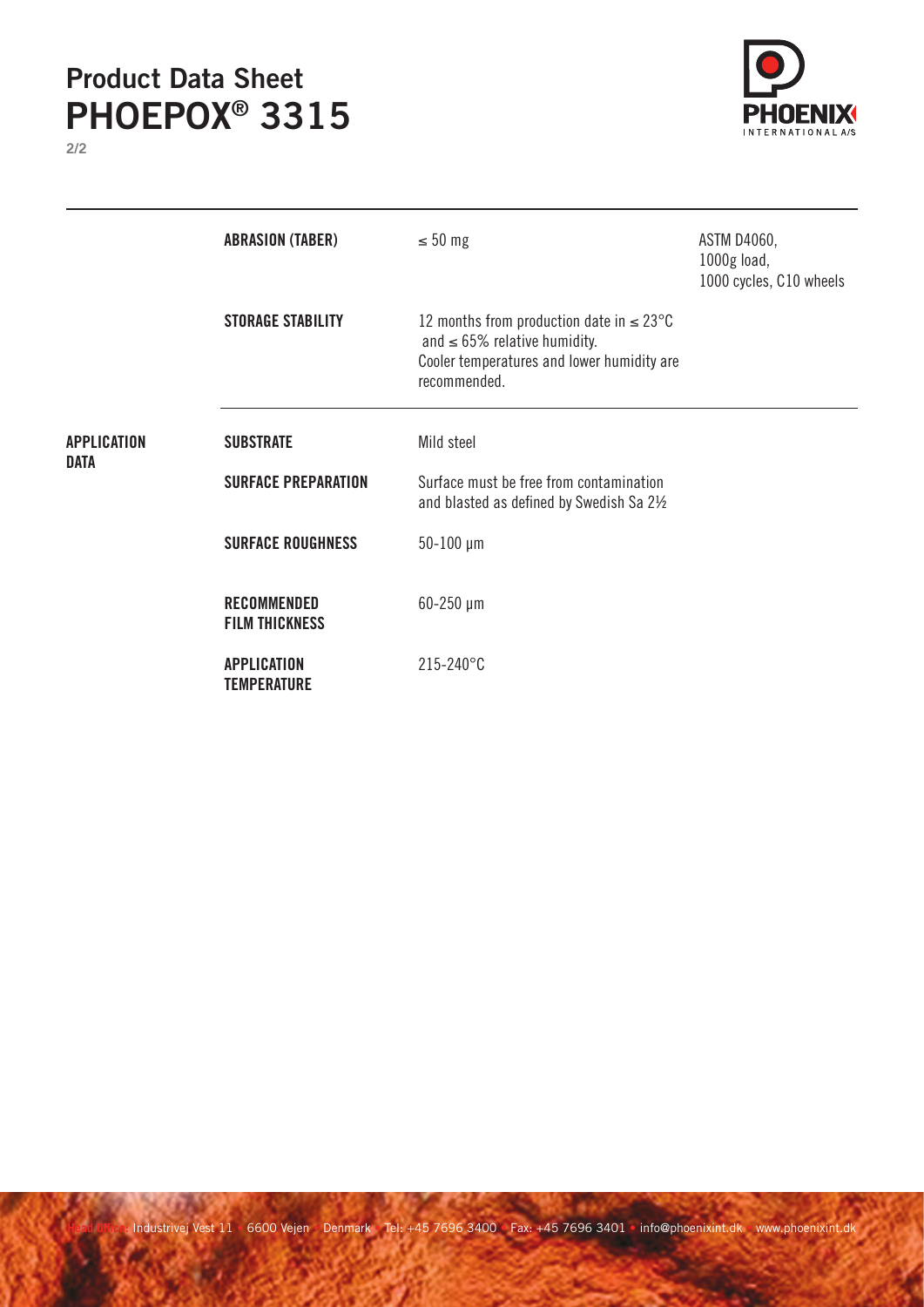# Product Data Sheet
# PHOEPOX® 3315

| | | | |
|---|---|---|---|
| | **ABRASION (TABER)** | ≤ 50 mg | ASTM D4060, 1000g load, 1000 cycles, C10 wheels |
| | **STORAGE STABILITY** | 12 months from production date in ≤ 23°C and ≤ 65% relative humidity. Cooler temperatures and lower humidity are recommended. | |
| **APPLICATION DATA** | **SUBSTRATE** | Mild steel | |
| | **SURFACE PREPARATION** | Surface must be free from contamination and blasted as defined by Swedish Sa 2½ | |
| | **SURFACE ROUGHNESS** | 50-100 µm | |
| | **RECOMMENDED FILM THICKNESS** | 60-250 µm | |
| | **APPLICATION TEMPERATURE** | 215-240°C | |

Head Office: Industrivej Vest 11 • 6600 Vejen • Denmark • Tel: +45 7696 3400 • Fax: +45 7696 3401 • info@phoenixint.dk • www.phoenixint.dk